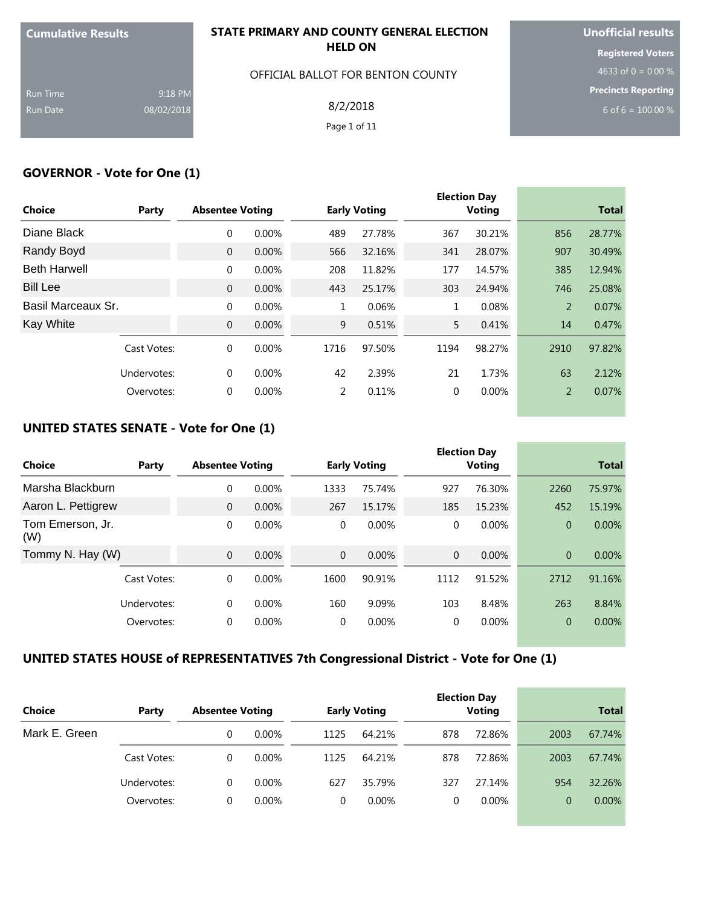| Cumulative Results | |
|---|---|
| Run Time | 9:18 PM |
| Run Date | 08/02/2018 |

**STATE PRIMARY AND COUNTY GENERAL ELECTION HELD ON**

OFFICIAL BALLOT FOR BENTON COUNTY

8/2/2018

| Unofficial results | |
|---|---|
| Registered Voters | 4633 of 0 = 0.00 % |
| Precincts Reporting | 6 of 6 = 100.00 % |

## GOVERNOR - Vote for One (1)

| Choice | Party | Absentee Voting | | Early Voting | | Election Day Voting | | Total | |
|---|---|---|---|---|---|---|---|---|---|
| Diane Black | | 0 | 0.00% | 489 | 27.78% | 367 | 30.21% | 856 | 28.77% |
| Randy Boyd | | 0 | 0.00% | 566 | 32.16% | 341 | 28.07% | 907 | 30.49% |
| Beth Harwell | | 0 | 0.00% | 208 | 11.82% | 177 | 14.57% | 385 | 12.94% |
| Bill Lee | | 0 | 0.00% | 443 | 25.17% | 303 | 24.94% | 746 | 25.08% |
| Basil Marceaux Sr. | | 0 | 0.00% | 1 | 0.06% | 1 | 0.08% | 2 | 0.07% |
| Kay White | | 0 | 0.00% | 9 | 0.51% | 5 | 0.41% | 14 | 0.47% |
| | Cast Votes: | 0 | 0.00% | 1716 | 97.50% | 1194 | 98.27% | 2910 | 97.82% |
| | Undervotes: | 0 | 0.00% | 42 | 2.39% | 21 | 1.73% | 63 | 2.12% |
| | Overvotes: | 0 | 0.00% | 2 | 0.11% | 0 | 0.00% | 2 | 0.07% |

## UNITED STATES SENATE - Vote for One (1)

| Choice | Party | Absentee Voting | | Early Voting | | Election Day Voting | | Total | |
|---|---|---|---|---|---|---|---|---|---|
| Marsha Blackburn | | 0 | 0.00% | 1333 | 75.74% | 927 | 76.30% | 2260 | 75.97% |
| Aaron L. Pettigrew | | 0 | 0.00% | 267 | 15.17% | 185 | 15.23% | 452 | 15.19% |
| Tom Emerson, Jr. (W) | | 0 | 0.00% | 0 | 0.00% | 0 | 0.00% | 0 | 0.00% |
| Tommy N. Hay (W) | | 0 | 0.00% | 0 | 0.00% | 0 | 0.00% | 0 | 0.00% |
| | Cast Votes: | 0 | 0.00% | 1600 | 90.91% | 1112 | 91.52% | 2712 | 91.16% |
| | Undervotes: | 0 | 0.00% | 160 | 9.09% | 103 | 8.48% | 263 | 8.84% |
| | Overvotes: | 0 | 0.00% | 0 | 0.00% | 0 | 0.00% | 0 | 0.00% |

## UNITED STATES HOUSE of REPRESENTATIVES 7th Congressional District - Vote for One (1)

| Choice | Party | Absentee Voting | | Early Voting | | Election Day Voting | | Total | |
|---|---|---|---|---|---|---|---|---|---|
| Mark E. Green | | 0 | 0.00% | 1125 | 64.21% | 878 | 72.86% | 2003 | 67.74% |
| | Cast Votes: | 0 | 0.00% | 1125 | 64.21% | 878 | 72.86% | 2003 | 67.74% |
| | Undervotes: | 0 | 0.00% | 627 | 35.79% | 327 | 27.14% | 954 | 32.26% |
| | Overvotes: | 0 | 0.00% | 0 | 0.00% | 0 | 0.00% | 0 | 0.00% |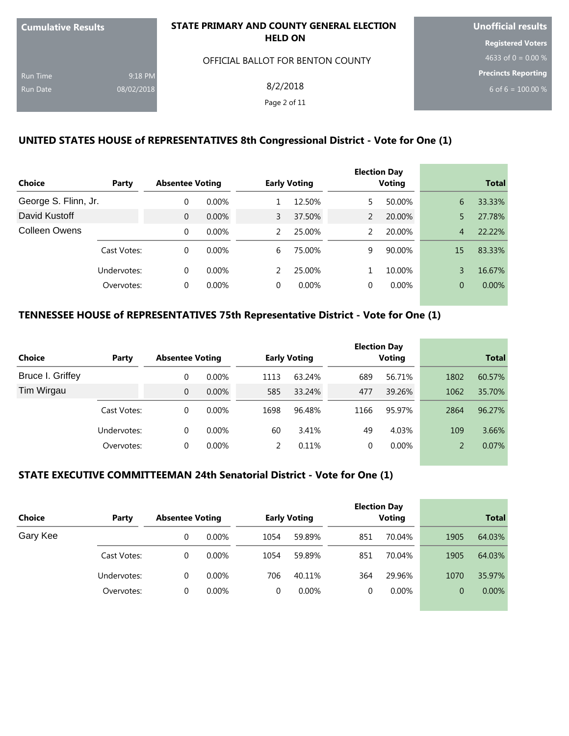| Cumulative Results | |
|---|---|
| Run Time | 9:18 PM |
| Run Date | 08/02/2018 |

**STATE PRIMARY AND COUNTY GENERAL ELECTION HELD ON**

OFFICIAL BALLOT FOR BENTON COUNTY

8/2/2018

| Unofficial results |
|---|
| Registered Voters |
| 4633 of 0 = 0.00 % |
| Precincts Reporting |
| 6 of 6 = 100.00 % |

## UNITED STATES HOUSE of REPRESENTATIVES 8th Congressional District - Vote for One (1)

| Choice | Party | Absentee Voting | | Early Voting | | Election Day Voting | | Total | |
|---|---|---|---|---|---|---|---|---|---|
| George S. Flinn, Jr. | | 0 | 0.00% | 1 | 12.50% | 5 | 50.00% | 6 | 33.33% |
| David Kustoff | | 0 | 0.00% | 3 | 37.50% | 2 | 20.00% | 5 | 27.78% |
| Colleen Owens | | 0 | 0.00% | 2 | 25.00% | 2 | 20.00% | 4 | 22.22% |
| | Cast Votes: | 0 | 0.00% | 6 | 75.00% | 9 | 90.00% | 15 | 83.33% |
| | Undervotes: | 0 | 0.00% | 2 | 25.00% | 1 | 10.00% | 3 | 16.67% |
| | Overvotes: | 0 | 0.00% | 0 | 0.00% | 0 | 0.00% | 0 | 0.00% |

## TENNESSEE HOUSE of REPRESENTATIVES 75th Representative District - Vote for One (1)

| Choice | Party | Absentee Voting | | Early Voting | | Election Day Voting | | Total | |
|---|---|---|---|---|---|---|---|---|---|
| Bruce I. Griffey | | 0 | 0.00% | 1113 | 63.24% | 689 | 56.71% | 1802 | 60.57% |
| Tim Wirgau | | 0 | 0.00% | 585 | 33.24% | 477 | 39.26% | 1062 | 35.70% |
| | Cast Votes: | 0 | 0.00% | 1698 | 96.48% | 1166 | 95.97% | 2864 | 96.27% |
| | Undervotes: | 0 | 0.00% | 60 | 3.41% | 49 | 4.03% | 109 | 3.66% |
| | Overvotes: | 0 | 0.00% | 2 | 0.11% | 0 | 0.00% | 2 | 0.07% |

## STATE EXECUTIVE COMMITTEEMAN 24th Senatorial District - Vote for One (1)

| Choice | Party | Absentee Voting | | Early Voting | | Election Day Voting | | Total | |
|---|---|---|---|---|---|---|---|---|---|
| Gary Kee | | 0 | 0.00% | 1054 | 59.89% | 851 | 70.04% | 1905 | 64.03% |
| | Cast Votes: | 0 | 0.00% | 1054 | 59.89% | 851 | 70.04% | 1905 | 64.03% |
| | Undervotes: | 0 | 0.00% | 706 | 40.11% | 364 | 29.96% | 1070 | 35.97% |
| | Overvotes: | 0 | 0.00% | 0 | 0.00% | 0 | 0.00% | 0 | 0.00% |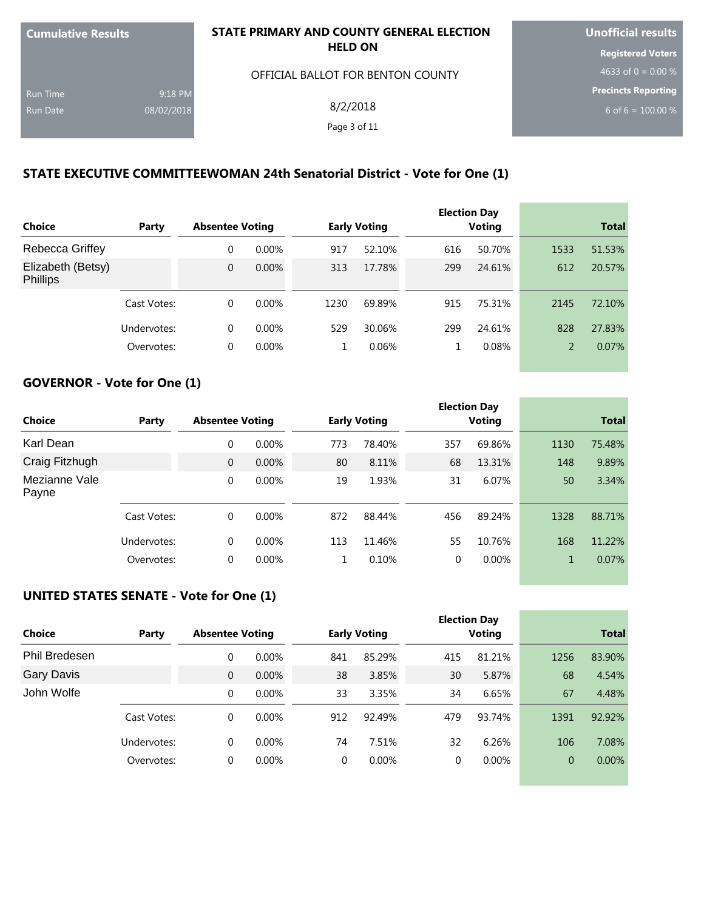| Cumulative Results | |
|---|---|
| Run Time | 9:18 PM |
| Run Date | 08/02/2018 |

**STATE PRIMARY AND COUNTY GENERAL ELECTION HELD ON**

OFFICIAL BALLOT FOR BENTON COUNTY

8/2/2018

| Unofficial results |
|---|
| Registered Voters |
| 4633 of 0 = 0.00 % |
| Precincts Reporting |
| 6 of 6 = 100.00 % |

## STATE EXECUTIVE COMMITTEEWOMAN 24th Senatorial District - Vote for One (1)

| Choice | Party | Absentee Voting | | Early Voting | | Election Day Voting | | Total | |
|---|---|---|---|---|---|---|---|---|---|
| Rebecca Griffey | | 0 | 0.00% | 917 | 52.10% | 616 | 50.70% | 1533 | 51.53% |
| Elizabeth (Betsy) Phillips | | 0 | 0.00% | 313 | 17.78% | 299 | 24.61% | 612 | 20.57% |
| | Cast Votes: | 0 | 0.00% | 1230 | 69.89% | 915 | 75.31% | 2145 | 72.10% |
| | Undervotes: | 0 | 0.00% | 529 | 30.06% | 299 | 24.61% | 828 | 27.83% |
| | Overvotes: | 0 | 0.00% | 1 | 0.06% | 1 | 0.08% | 2 | 0.07% |

## GOVERNOR - Vote for One (1)

| Choice | Party | Absentee Voting | | Early Voting | | Election Day Voting | | Total | |
|---|---|---|---|---|---|---|---|---|---|
| Karl Dean | | 0 | 0.00% | 773 | 78.40% | 357 | 69.86% | 1130 | 75.48% |
| Craig Fitzhugh | | 0 | 0.00% | 80 | 8.11% | 68 | 13.31% | 148 | 9.89% |
| Mezianne Vale Payne | | 0 | 0.00% | 19 | 1.93% | 31 | 6.07% | 50 | 3.34% |
| | Cast Votes: | 0 | 0.00% | 872 | 88.44% | 456 | 89.24% | 1328 | 88.71% |
| | Undervotes: | 0 | 0.00% | 113 | 11.46% | 55 | 10.76% | 168 | 11.22% |
| | Overvotes: | 0 | 0.00% | 1 | 0.10% | 0 | 0.00% | 1 | 0.07% |

## UNITED STATES SENATE - Vote for One (1)

| Choice | Party | Absentee Voting | | Early Voting | | Election Day Voting | | Total | |
|---|---|---|---|---|---|---|---|---|---|
| Phil Bredesen | | 0 | 0.00% | 841 | 85.29% | 415 | 81.21% | 1256 | 83.90% |
| Gary Davis | | 0 | 0.00% | 38 | 3.85% | 30 | 5.87% | 68 | 4.54% |
| John Wolfe | | 0 | 0.00% | 33 | 3.35% | 34 | 6.65% | 67 | 4.48% |
| | Cast Votes: | 0 | 0.00% | 912 | 92.49% | 479 | 93.74% | 1391 | 92.92% |
| | Undervotes: | 0 | 0.00% | 74 | 7.51% | 32 | 6.26% | 106 | 7.08% |
| | Overvotes: | 0 | 0.00% | 0 | 0.00% | 0 | 0.00% | 0 | 0.00% |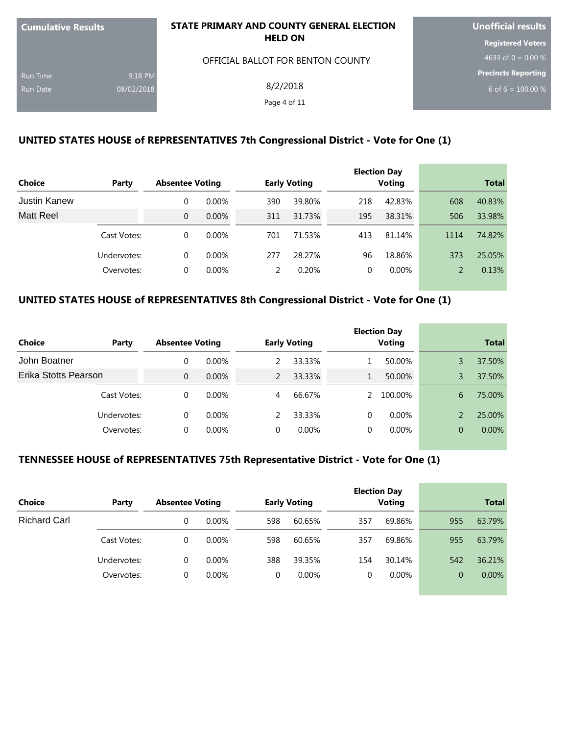Cumulative Results

Run Time 9:18 PM
Run Date 08/02/2018

**STATE PRIMARY AND COUNTY GENERAL ELECTION HELD ON**

OFFICIAL BALLOT FOR BENTON COUNTY

8/2/2018

Unofficial results

Registered Voters
4633 of 0 = 0.00 %

Precincts Reporting
6 of 6 = 100.00 %

## UNITED STATES HOUSE of REPRESENTATIVES 7th Congressional District - Vote for One (1)

| Choice | Party | Absentee Voting | | Early Voting | | Election Day Voting | | Total | |
|---|---|---|---|---|---|---|---|---|---|
| Justin Kanew | | 0 | 0.00% | 390 | 39.80% | 218 | 42.83% | 608 | 40.83% |
| Matt Reel | | 0 | 0.00% | 311 | 31.73% | 195 | 38.31% | 506 | 33.98% |
| | Cast Votes: | 0 | 0.00% | 701 | 71.53% | 413 | 81.14% | 1114 | 74.82% |
| | Undervotes: | 0 | 0.00% | 277 | 28.27% | 96 | 18.86% | 373 | 25.05% |
| | Overvotes: | 0 | 0.00% | 2 | 0.20% | 0 | 0.00% | 2 | 0.13% |

## UNITED STATES HOUSE of REPRESENTATIVES 8th Congressional District - Vote for One (1)

| Choice | Party | Absentee Voting | | Early Voting | | Election Day Voting | | Total | |
|---|---|---|---|---|---|---|---|---|---|
| John Boatner | | 0 | 0.00% | 2 | 33.33% | 1 | 50.00% | 3 | 37.50% |
| Erika Stotts Pearson | | 0 | 0.00% | 2 | 33.33% | 1 | 50.00% | 3 | 37.50% |
| | Cast Votes: | 0 | 0.00% | 4 | 66.67% | 2 | 100.00% | 6 | 75.00% |
| | Undervotes: | 0 | 0.00% | 2 | 33.33% | 0 | 0.00% | 2 | 25.00% |
| | Overvotes: | 0 | 0.00% | 0 | 0.00% | 0 | 0.00% | 0 | 0.00% |

## TENNESSEE HOUSE of REPRESENTATIVES 75th Representative District - Vote for One (1)

| Choice | Party | Absentee Voting | | Early Voting | | Election Day Voting | | Total | |
|---|---|---|---|---|---|---|---|---|---|
| Richard Carl | | 0 | 0.00% | 598 | 60.65% | 357 | 69.86% | 955 | 63.79% |
| | Cast Votes: | 0 | 0.00% | 598 | 60.65% | 357 | 69.86% | 955 | 63.79% |
| | Undervotes: | 0 | 0.00% | 388 | 39.35% | 154 | 30.14% | 542 | 36.21% |
| | Overvotes: | 0 | 0.00% | 0 | 0.00% | 0 | 0.00% | 0 | 0.00% |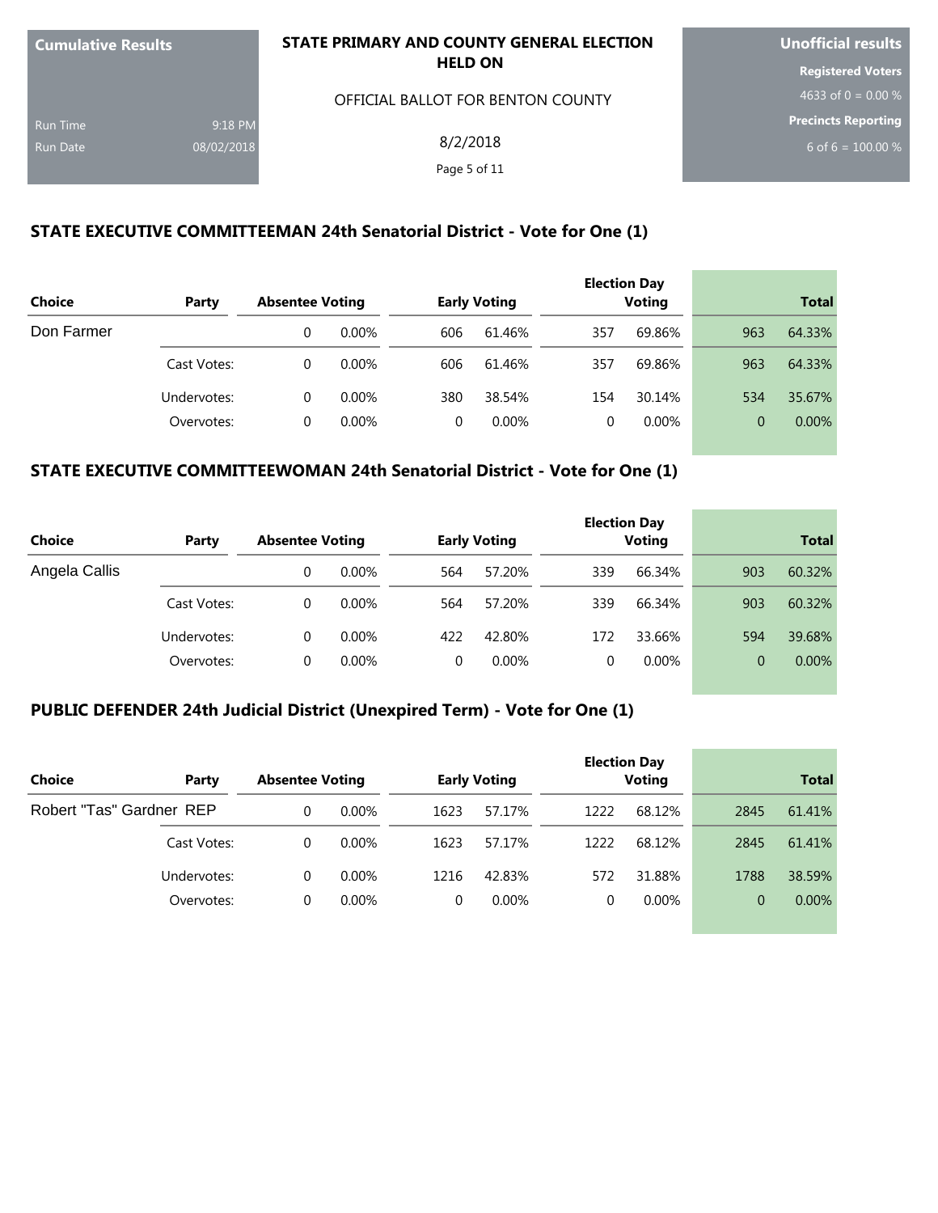| Cumulative Results | |
|---|---|
| Run Time | 9:18 PM |
| Run Date | 08/02/2018 |

**STATE PRIMARY AND COUNTY GENERAL ELECTION HELD ON**

OFFICIAL BALLOT FOR BENTON COUNTY

8/2/2018

| Unofficial results |
|---|
| **Registered Voters** |
| 4633 of 0 = 0.00 % |
| **Precincts Reporting** |
| 6 of 6 = 100.00 % |

## STATE EXECUTIVE COMMITTEEMAN 24th Senatorial District - Vote for One (1)

| Choice | Party | Absentee Voting | | Early Voting | | Election Day Voting | | Total | |
|---|---|---|---|---|---|---|---|---|---|
| Don Farmer | | 0 | 0.00% | 606 | 61.46% | 357 | 69.86% | 963 | 64.33% |
| | Cast Votes: | 0 | 0.00% | 606 | 61.46% | 357 | 69.86% | 963 | 64.33% |
| | Undervotes: | 0 | 0.00% | 380 | 38.54% | 154 | 30.14% | 534 | 35.67% |
| | Overvotes: | 0 | 0.00% | 0 | 0.00% | 0 | 0.00% | 0 | 0.00% |

## STATE EXECUTIVE COMMITTEEWOMAN 24th Senatorial District - Vote for One (1)

| Choice | Party | Absentee Voting | | Early Voting | | Election Day Voting | | Total | |
|---|---|---|---|---|---|---|---|---|---|
| Angela Callis | | 0 | 0.00% | 564 | 57.20% | 339 | 66.34% | 903 | 60.32% |
| | Cast Votes: | 0 | 0.00% | 564 | 57.20% | 339 | 66.34% | 903 | 60.32% |
| | Undervotes: | 0 | 0.00% | 422 | 42.80% | 172 | 33.66% | 594 | 39.68% |
| | Overvotes: | 0 | 0.00% | 0 | 0.00% | 0 | 0.00% | 0 | 0.00% |

## PUBLIC DEFENDER 24th Judicial District (Unexpired Term) - Vote for One (1)

| Choice | Party | Absentee Voting | | Early Voting | | Election Day Voting | | Total | |
|---|---|---|---|---|---|---|---|---|---|
| Robert "Tas" Gardner | REP | 0 | 0.00% | 1623 | 57.17% | 1222 | 68.12% | 2845 | 61.41% |
| | Cast Votes: | 0 | 0.00% | 1623 | 57.17% | 1222 | 68.12% | 2845 | 61.41% |
| | Undervotes: | 0 | 0.00% | 1216 | 42.83% | 572 | 31.88% | 1788 | 38.59% |
| | Overvotes: | 0 | 0.00% | 0 | 0.00% | 0 | 0.00% | 0 | 0.00% |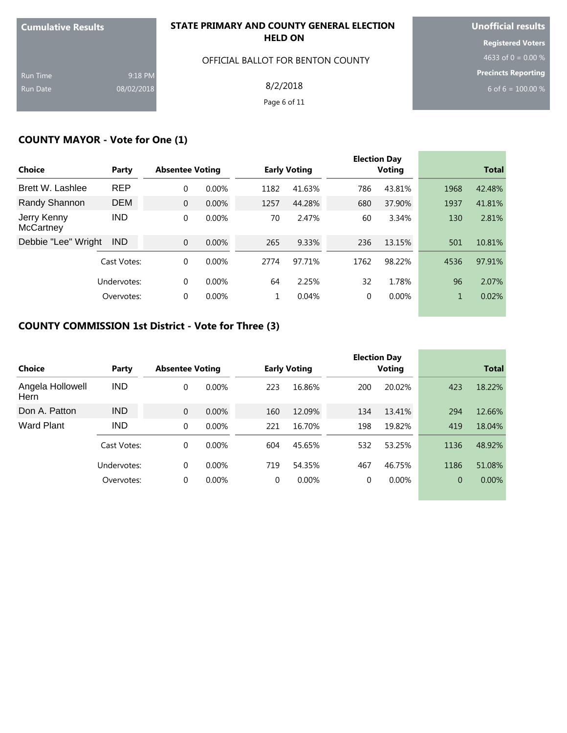**Cumulative Results**

Run Time 9:18 PM
Run Date 08/02/2018

**STATE PRIMARY AND COUNTY GENERAL ELECTION HELD ON**

OFFICIAL BALLOT FOR BENTON COUNTY

8/2/2018

**Unofficial results**

**Registered Voters**
4633 of 0 = 0.00 %

**Precincts Reporting**
6 of 6 = 100.00 %

## COUNTY MAYOR - Vote for One (1)

| Choice | Party | Absentee Voting | | Early Voting | | Election Day Voting | | Total | |
|---|---|---|---|---|---|---|---|---|---|
| Brett W. Lashlee | REP | 0 | 0.00% | 1182 | 41.63% | 786 | 43.81% | 1968 | 42.48% |
| Randy Shannon | DEM | 0 | 0.00% | 1257 | 44.28% | 680 | 37.90% | 1937 | 41.81% |
| Jerry Kenny McCartney | IND | 0 | 0.00% | 70 | 2.47% | 60 | 3.34% | 130 | 2.81% |
| Debbie "Lee" Wright | IND | 0 | 0.00% | 265 | 9.33% | 236 | 13.15% | 501 | 10.81% |
| | Cast Votes: | 0 | 0.00% | 2774 | 97.71% | 1762 | 98.22% | 4536 | 97.91% |
| | Undervotes: | 0 | 0.00% | 64 | 2.25% | 32 | 1.78% | 96 | 2.07% |
| | Overvotes: | 0 | 0.00% | 1 | 0.04% | 0 | 0.00% | 1 | 0.02% |

## COUNTY COMMISSION 1st District - Vote for Three (3)

| Choice | Party | Absentee Voting | | Early Voting | | Election Day Voting | | Total | |
|---|---|---|---|---|---|---|---|---|---|
| Angela Hollowell Hern | IND | 0 | 0.00% | 223 | 16.86% | 200 | 20.02% | 423 | 18.22% |
| Don A. Patton | IND | 0 | 0.00% | 160 | 12.09% | 134 | 13.41% | 294 | 12.66% |
| Ward Plant | IND | 0 | 0.00% | 221 | 16.70% | 198 | 19.82% | 419 | 18.04% |
| | Cast Votes: | 0 | 0.00% | 604 | 45.65% | 532 | 53.25% | 1136 | 48.92% |
| | Undervotes: | 0 | 0.00% | 719 | 54.35% | 467 | 46.75% | 1186 | 51.08% |
| | Overvotes: | 0 | 0.00% | 0 | 0.00% | 0 | 0.00% | 0 | 0.00% |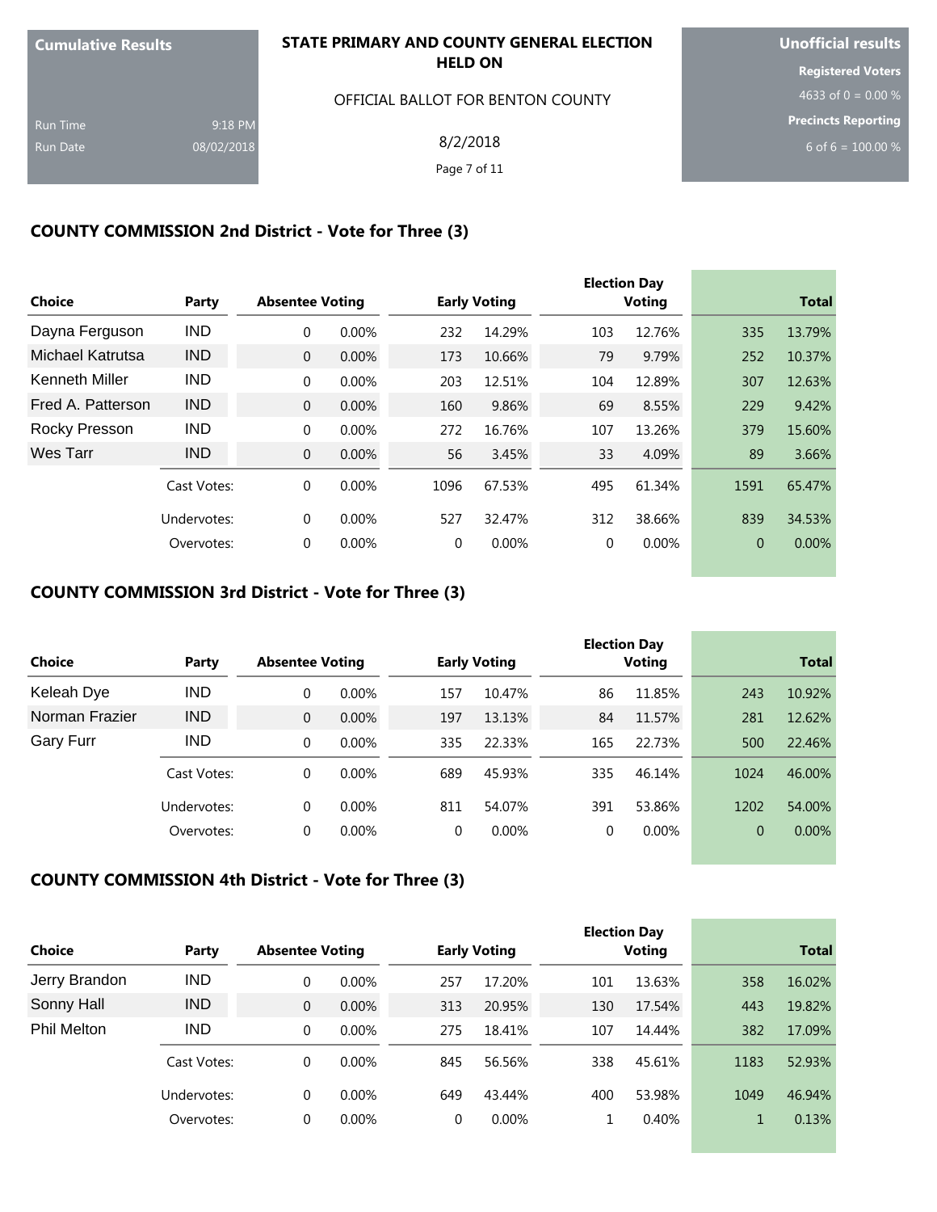| Cumulative Results | |
|---|---|
| Run Time | 9:18 PM |
| Run Date | 08/02/2018 |

**STATE PRIMARY AND COUNTY GENERAL ELECTION HELD ON**

OFFICIAL BALLOT FOR BENTON COUNTY

8/2/2018

| Unofficial results |
|---|
| Registered Voters |
| 4633 of 0 = 0.00 % |
| Precincts Reporting |
| 6 of 6 = 100.00 % |

## COUNTY COMMISSION 2nd District - Vote for Three (3)

| Choice | Party | Absentee Voting | | Early Voting | | Election Day Voting | | Total | |
|---|---|---|---|---|---|---|---|---|---|
| Dayna Ferguson | IND | 0 | 0.00% | 232 | 14.29% | 103 | 12.76% | 335 | 13.79% |
| Michael Katrutsa | IND | 0 | 0.00% | 173 | 10.66% | 79 | 9.79% | 252 | 10.37% |
| Kenneth Miller | IND | 0 | 0.00% | 203 | 12.51% | 104 | 12.89% | 307 | 12.63% |
| Fred A. Patterson | IND | 0 | 0.00% | 160 | 9.86% | 69 | 8.55% | 229 | 9.42% |
| Rocky Presson | IND | 0 | 0.00% | 272 | 16.76% | 107 | 13.26% | 379 | 15.60% |
| Wes Tarr | IND | 0 | 0.00% | 56 | 3.45% | 33 | 4.09% | 89 | 3.66% |
| | Cast Votes: | 0 | 0.00% | 1096 | 67.53% | 495 | 61.34% | 1591 | 65.47% |
| | Undervotes: | 0 | 0.00% | 527 | 32.47% | 312 | 38.66% | 839 | 34.53% |
| | Overvotes: | 0 | 0.00% | 0 | 0.00% | 0 | 0.00% | 0 | 0.00% |

## COUNTY COMMISSION 3rd District - Vote for Three (3)

| Choice | Party | Absentee Voting | | Early Voting | | Election Day Voting | | Total | |
|---|---|---|---|---|---|---|---|---|---|
| Keleah Dye | IND | 0 | 0.00% | 157 | 10.47% | 86 | 11.85% | 243 | 10.92% |
| Norman Frazier | IND | 0 | 0.00% | 197 | 13.13% | 84 | 11.57% | 281 | 12.62% |
| Gary Furr | IND | 0 | 0.00% | 335 | 22.33% | 165 | 22.73% | 500 | 22.46% |
| | Cast Votes: | 0 | 0.00% | 689 | 45.93% | 335 | 46.14% | 1024 | 46.00% |
| | Undervotes: | 0 | 0.00% | 811 | 54.07% | 391 | 53.86% | 1202 | 54.00% |
| | Overvotes: | 0 | 0.00% | 0 | 0.00% | 0 | 0.00% | 0 | 0.00% |

## COUNTY COMMISSION 4th District - Vote for Three (3)

| Choice | Party | Absentee Voting | | Early Voting | | Election Day Voting | | Total | |
|---|---|---|---|---|---|---|---|---|---|
| Jerry Brandon | IND | 0 | 0.00% | 257 | 17.20% | 101 | 13.63% | 358 | 16.02% |
| Sonny Hall | IND | 0 | 0.00% | 313 | 20.95% | 130 | 17.54% | 443 | 19.82% |
| Phil Melton | IND | 0 | 0.00% | 275 | 18.41% | 107 | 14.44% | 382 | 17.09% |
| | Cast Votes: | 0 | 0.00% | 845 | 56.56% | 338 | 45.61% | 1183 | 52.93% |
| | Undervotes: | 0 | 0.00% | 649 | 43.44% | 400 | 53.98% | 1049 | 46.94% |
| | Overvotes: | 0 | 0.00% | 0 | 0.00% | 1 | 0.40% | 1 | 0.13% |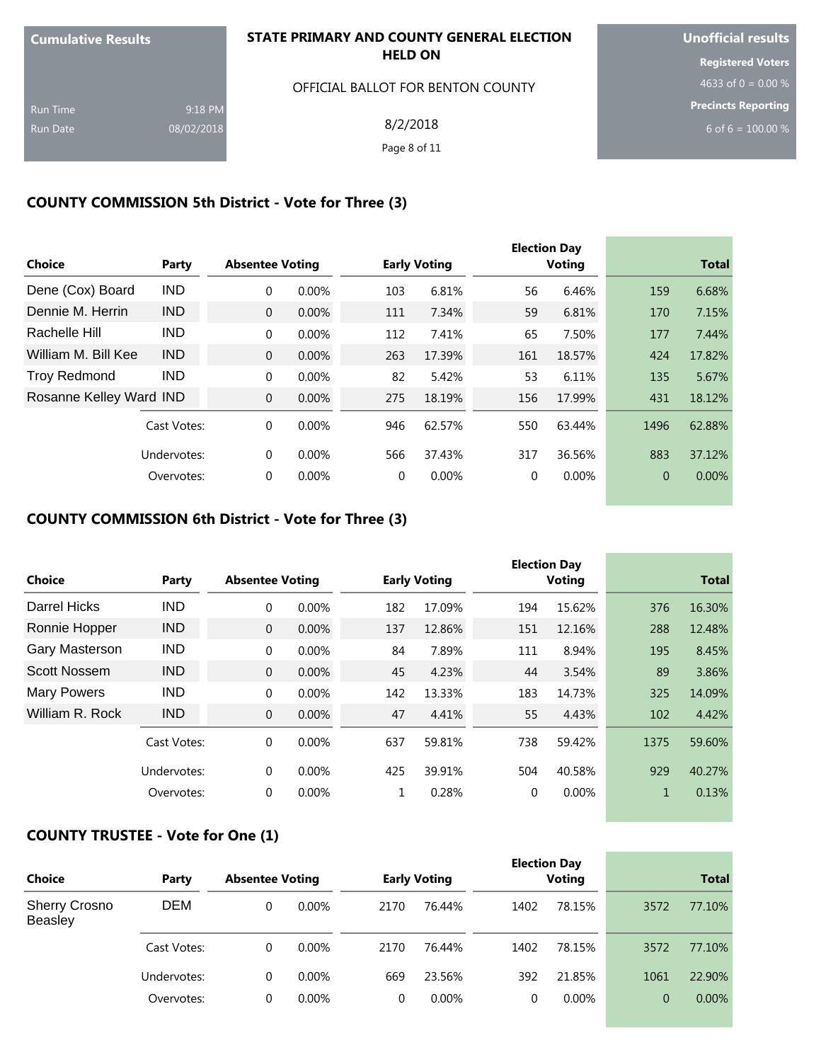| Cumulative Results | |
|---|---|
| Run Time | 9:18 PM |
| Run Date | 08/02/2018 |

**STATE PRIMARY AND COUNTY GENERAL ELECTION HELD ON**

OFFICIAL BALLOT FOR BENTON COUNTY

8/2/2018

| Unofficial results |
|---|
| Registered Voters |
| 4633 of 0 = 0.00 % |
| Precincts Reporting |
| 6 of 6 = 100.00 % |

## COUNTY COMMISSION 5th District - Vote for Three (3)

| Choice | Party | Absentee Voting | | Early Voting | | Election Day Voting | | Total | |
|---|---|---|---|---|---|---|---|---|---|
| Dene (Cox) Board | IND | 0 | 0.00% | 103 | 6.81% | 56 | 6.46% | 159 | 6.68% |
| Dennie M. Herrin | IND | 0 | 0.00% | 111 | 7.34% | 59 | 6.81% | 170 | 7.15% |
| Rachelle Hill | IND | 0 | 0.00% | 112 | 7.41% | 65 | 7.50% | 177 | 7.44% |
| William M. Bill Kee | IND | 0 | 0.00% | 263 | 17.39% | 161 | 18.57% | 424 | 17.82% |
| Troy Redmond | IND | 0 | 0.00% | 82 | 5.42% | 53 | 6.11% | 135 | 5.67% |
| Rosanne Kelley Ward | IND | 0 | 0.00% | 275 | 18.19% | 156 | 17.99% | 431 | 18.12% |
| | Cast Votes: | 0 | 0.00% | 946 | 62.57% | 550 | 63.44% | 1496 | 62.88% |
| | Undervotes: | 0 | 0.00% | 566 | 37.43% | 317 | 36.56% | 883 | 37.12% |
| | Overvotes: | 0 | 0.00% | 0 | 0.00% | 0 | 0.00% | 0 | 0.00% |

## COUNTY COMMISSION 6th District - Vote for Three (3)

| Choice | Party | Absentee Voting | | Early Voting | | Election Day Voting | | Total | |
|---|---|---|---|---|---|---|---|---|---|
| Darrel Hicks | IND | 0 | 0.00% | 182 | 17.09% | 194 | 15.62% | 376 | 16.30% |
| Ronnie Hopper | IND | 0 | 0.00% | 137 | 12.86% | 151 | 12.16% | 288 | 12.48% |
| Gary Masterson | IND | 0 | 0.00% | 84 | 7.89% | 111 | 8.94% | 195 | 8.45% |
| Scott Nossem | IND | 0 | 0.00% | 45 | 4.23% | 44 | 3.54% | 89 | 3.86% |
| Mary Powers | IND | 0 | 0.00% | 142 | 13.33% | 183 | 14.73% | 325 | 14.09% |
| William R. Rock | IND | 0 | 0.00% | 47 | 4.41% | 55 | 4.43% | 102 | 4.42% |
| | Cast Votes: | 0 | 0.00% | 637 | 59.81% | 738 | 59.42% | 1375 | 59.60% |
| | Undervotes: | 0 | 0.00% | 425 | 39.91% | 504 | 40.58% | 929 | 40.27% |
| | Overvotes: | 0 | 0.00% | 1 | 0.28% | 0 | 0.00% | 1 | 0.13% |

## COUNTY TRUSTEE - Vote for One (1)

| Choice | Party | Absentee Voting | | Early Voting | | Election Day Voting | | Total | |
|---|---|---|---|---|---|---|---|---|---|
| Sherry Crosno Beasley | DEM | 0 | 0.00% | 2170 | 76.44% | 1402 | 78.15% | 3572 | 77.10% |
| | Cast Votes: | 0 | 0.00% | 2170 | 76.44% | 1402 | 78.15% | 3572 | 77.10% |
| | Undervotes: | 0 | 0.00% | 669 | 23.56% | 392 | 21.85% | 1061 | 22.90% |
| | Overvotes: | 0 | 0.00% | 0 | 0.00% | 0 | 0.00% | 0 | 0.00% |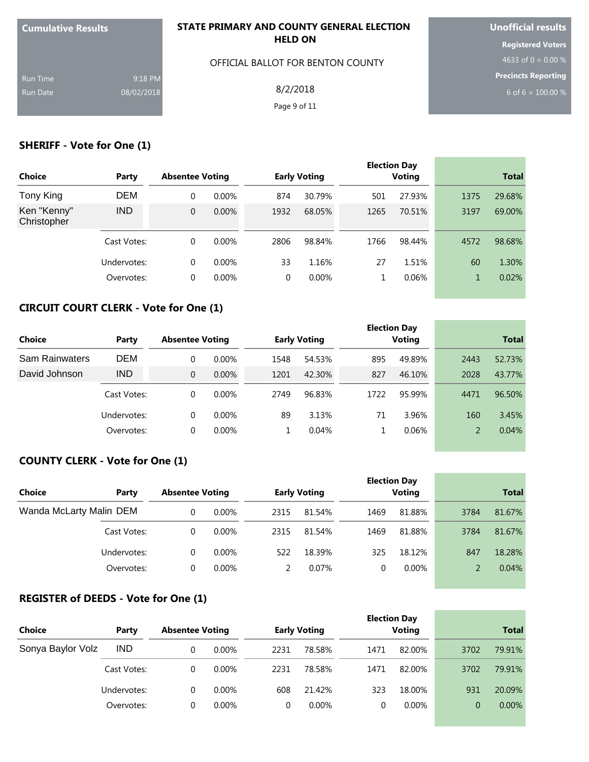Cumulative Results

Run Time 9:18 PM

Run Date 08/02/2018

**STATE PRIMARY AND COUNTY GENERAL ELECTION HELD ON**

OFFICIAL BALLOT FOR BENTON COUNTY

8/2/2018

**Unofficial results**

**Registered Voters**

4633 of 0 = 0.00 %

**Precincts Reporting**

6 of 6 = 100.00 %

## SHERIFF - Vote for One (1)

| Choice | Party | Absentee Voting | | Early Voting | | Election Day Voting | | Total | |
|---|---|---|---|---|---|---|---|---|---|
| Tony King | DEM | 0 | 0.00% | 874 | 30.79% | 501 | 27.93% | 1375 | 29.68% |
| Ken "Kenny" Christopher | IND | 0 | 0.00% | 1932 | 68.05% | 1265 | 70.51% | 3197 | 69.00% |
| | Cast Votes: | 0 | 0.00% | 2806 | 98.84% | 1766 | 98.44% | 4572 | 98.68% |
| | Undervotes: | 0 | 0.00% | 33 | 1.16% | 27 | 1.51% | 60 | 1.30% |
| | Overvotes: | 0 | 0.00% | 0 | 0.00% | 1 | 0.06% | 1 | 0.02% |

## CIRCUIT COURT CLERK - Vote for One (1)

| Choice | Party | Absentee Voting | | Early Voting | | Election Day Voting | | Total | |
|---|---|---|---|---|---|---|---|---|---|
| Sam Rainwaters | DEM | 0 | 0.00% | 1548 | 54.53% | 895 | 49.89% | 2443 | 52.73% |
| David Johnson | IND | 0 | 0.00% | 1201 | 42.30% | 827 | 46.10% | 2028 | 43.77% |
| | Cast Votes: | 0 | 0.00% | 2749 | 96.83% | 1722 | 95.99% | 4471 | 96.50% |
| | Undervotes: | 0 | 0.00% | 89 | 3.13% | 71 | 3.96% | 160 | 3.45% |
| | Overvotes: | 0 | 0.00% | 1 | 0.04% | 1 | 0.06% | 2 | 0.04% |

## COUNTY CLERK - Vote for One (1)

| Choice | Party | Absentee Voting | | Early Voting | | Election Day Voting | | Total | |
|---|---|---|---|---|---|---|---|---|---|
| Wanda McLarty Malin | DEM | 0 | 0.00% | 2315 | 81.54% | 1469 | 81.88% | 3784 | 81.67% |
| | Cast Votes: | 0 | 0.00% | 2315 | 81.54% | 1469 | 81.88% | 3784 | 81.67% |
| | Undervotes: | 0 | 0.00% | 522 | 18.39% | 325 | 18.12% | 847 | 18.28% |
| | Overvotes: | 0 | 0.00% | 2 | 0.07% | 0 | 0.00% | 2 | 0.04% |

## REGISTER of DEEDS - Vote for One (1)

| Choice | Party | Absentee Voting | | Early Voting | | Election Day Voting | | Total | |
|---|---|---|---|---|---|---|---|---|---|
| Sonya Baylor Volz | IND | 0 | 0.00% | 2231 | 78.58% | 1471 | 82.00% | 3702 | 79.91% |
| | Cast Votes: | 0 | 0.00% | 2231 | 78.58% | 1471 | 82.00% | 3702 | 79.91% |
| | Undervotes: | 0 | 0.00% | 608 | 21.42% | 323 | 18.00% | 931 | 20.09% |
| | Overvotes: | 0 | 0.00% | 0 | 0.00% | 0 | 0.00% | 0 | 0.00% |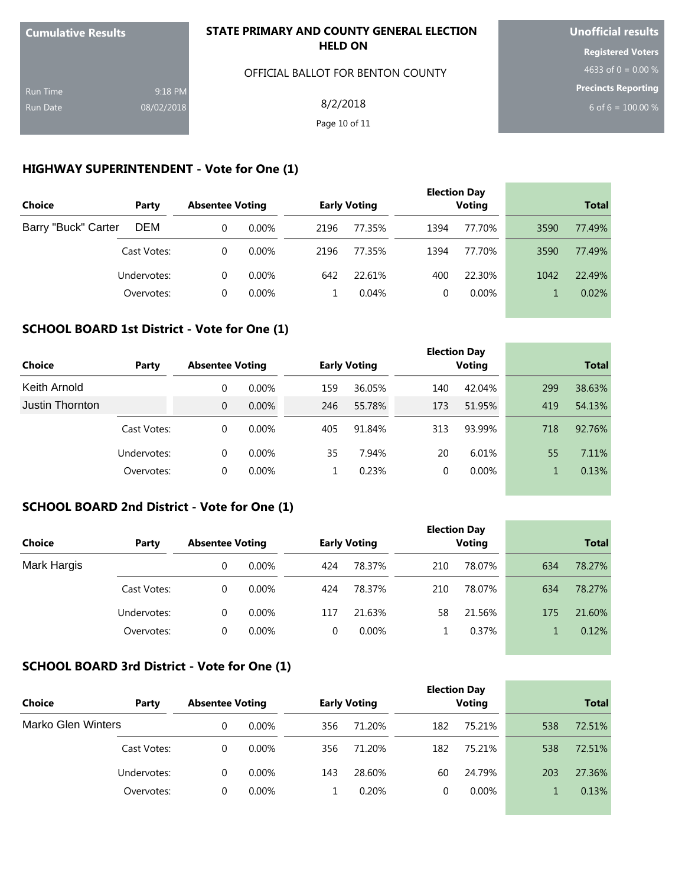Cumulative Results

Run Time 9:18 PM
Run Date 08/02/2018

**STATE PRIMARY AND COUNTY GENERAL ELECTION HELD ON**

OFFICIAL BALLOT FOR BENTON COUNTY

8/2/2018

**Unofficial results**

**Registered Voters**
4633 of 0 = 0.00 %

**Precincts Reporting**
6 of 6 = 100.00 %

## HIGHWAY SUPERINTENDENT - Vote for One (1)

| Choice | Party | Absentee Voting | | Early Voting | | Election Day Voting | | Total | |
|---|---|---|---|---|---|---|---|---|---|
| Barry "Buck" Carter | DEM | 0 | 0.00% | 2196 | 77.35% | 1394 | 77.70% | 3590 | 77.49% |
| | Cast Votes: | 0 | 0.00% | 2196 | 77.35% | 1394 | 77.70% | 3590 | 77.49% |
| | Undervotes: | 0 | 0.00% | 642 | 22.61% | 400 | 22.30% | 1042 | 22.49% |
| | Overvotes: | 0 | 0.00% | 1 | 0.04% | 0 | 0.00% | 1 | 0.02% |

## SCHOOL BOARD 1st District - Vote for One (1)

| Choice | Party | Absentee Voting | | Early Voting | | Election Day Voting | | Total | |
|---|---|---|---|---|---|---|---|---|---|
| Keith Arnold | | 0 | 0.00% | 159 | 36.05% | 140 | 42.04% | 299 | 38.63% |
| Justin Thornton | | 0 | 0.00% | 246 | 55.78% | 173 | 51.95% | 419 | 54.13% |
| | Cast Votes: | 0 | 0.00% | 405 | 91.84% | 313 | 93.99% | 718 | 92.76% |
| | Undervotes: | 0 | 0.00% | 35 | 7.94% | 20 | 6.01% | 55 | 7.11% |
| | Overvotes: | 0 | 0.00% | 1 | 0.23% | 0 | 0.00% | 1 | 0.13% |

## SCHOOL BOARD 2nd District - Vote for One (1)

| Choice | Party | Absentee Voting | | Early Voting | | Election Day Voting | | Total | |
|---|---|---|---|---|---|---|---|---|---|
| Mark Hargis | | 0 | 0.00% | 424 | 78.37% | 210 | 78.07% | 634 | 78.27% |
| | Cast Votes: | 0 | 0.00% | 424 | 78.37% | 210 | 78.07% | 634 | 78.27% |
| | Undervotes: | 0 | 0.00% | 117 | 21.63% | 58 | 21.56% | 175 | 21.60% |
| | Overvotes: | 0 | 0.00% | 0 | 0.00% | 1 | 0.37% | 1 | 0.12% |

## SCHOOL BOARD 3rd District - Vote for One (1)

| Choice | Party | Absentee Voting | | Early Voting | | Election Day Voting | | Total | |
|---|---|---|---|---|---|---|---|---|---|
| Marko Glen Winters | | 0 | 0.00% | 356 | 71.20% | 182 | 75.21% | 538 | 72.51% |
| | Cast Votes: | 0 | 0.00% | 356 | 71.20% | 182 | 75.21% | 538 | 72.51% |
| | Undervotes: | 0 | 0.00% | 143 | 28.60% | 60 | 24.79% | 203 | 27.36% |
| | Overvotes: | 0 | 0.00% | 1 | 0.20% | 0 | 0.00% | 1 | 0.13% |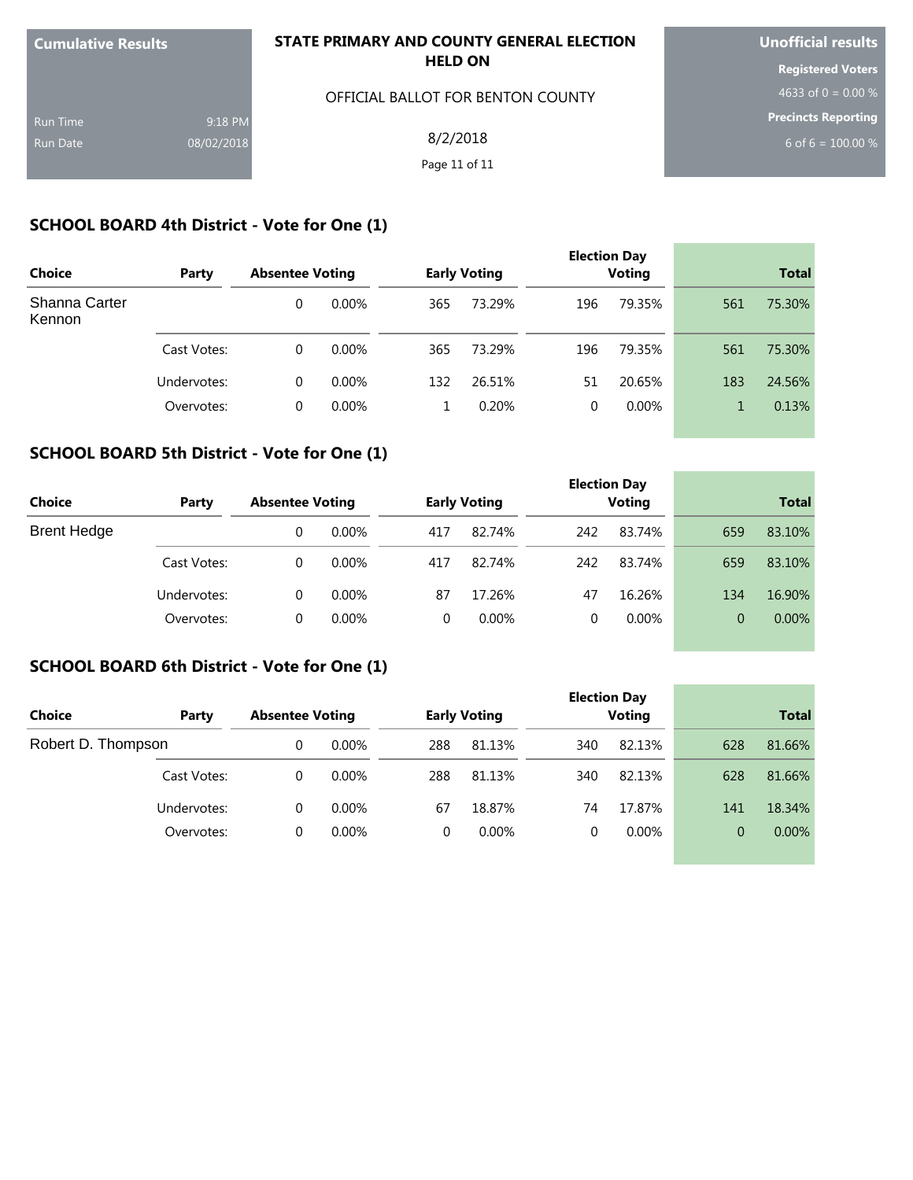| Cumulative Results | |
| --- | --- |
| Run Time | 9:18 PM |
| Run Date | 08/02/2018 |

**STATE PRIMARY AND COUNTY GENERAL ELECTION HELD ON**

OFFICIAL BALLOT FOR BENTON COUNTY

8/2/2018

| Unofficial results |
| --- |
| Registered Voters |
| 4633 of 0 = 0.00 % |
| Precincts Reporting |
| 6 of 6 = 100.00 % |

## SCHOOL BOARD 4th District - Vote for One (1)

| Choice | Party | Absentee Voting | | Early Voting | | Election Day Voting | | Total | |
| --- | --- | --- | --- | --- | --- | --- | --- | --- | --- |
| Shanna Carter Kennon | | 0 | 0.00% | 365 | 73.29% | 196 | 79.35% | 561 | 75.30% |
| | Cast Votes: | 0 | 0.00% | 365 | 73.29% | 196 | 79.35% | 561 | 75.30% |
| | Undervotes: | 0 | 0.00% | 132 | 26.51% | 51 | 20.65% | 183 | 24.56% |
| | Overvotes: | 0 | 0.00% | 1 | 0.20% | 0 | 0.00% | 1 | 0.13% |

## SCHOOL BOARD 5th District - Vote for One (1)

| Choice | Party | Absentee Voting | | Early Voting | | Election Day Voting | | Total | |
| --- | --- | --- | --- | --- | --- | --- | --- | --- | --- |
| Brent Hedge | | 0 | 0.00% | 417 | 82.74% | 242 | 83.74% | 659 | 83.10% |
| | Cast Votes: | 0 | 0.00% | 417 | 82.74% | 242 | 83.74% | 659 | 83.10% |
| | Undervotes: | 0 | 0.00% | 87 | 17.26% | 47 | 16.26% | 134 | 16.90% |
| | Overvotes: | 0 | 0.00% | 0 | 0.00% | 0 | 0.00% | 0 | 0.00% |

## SCHOOL BOARD 6th District - Vote for One (1)

| Choice | Party | Absentee Voting | | Early Voting | | Election Day Voting | | Total | |
| --- | --- | --- | --- | --- | --- | --- | --- | --- | --- |
| Robert D. Thompson | | 0 | 0.00% | 288 | 81.13% | 340 | 82.13% | 628 | 81.66% |
| | Cast Votes: | 0 | 0.00% | 288 | 81.13% | 340 | 82.13% | 628 | 81.66% |
| | Undervotes: | 0 | 0.00% | 67 | 18.87% | 74 | 17.87% | 141 | 18.34% |
| | Overvotes: | 0 | 0.00% | 0 | 0.00% | 0 | 0.00% | 0 | 0.00% |